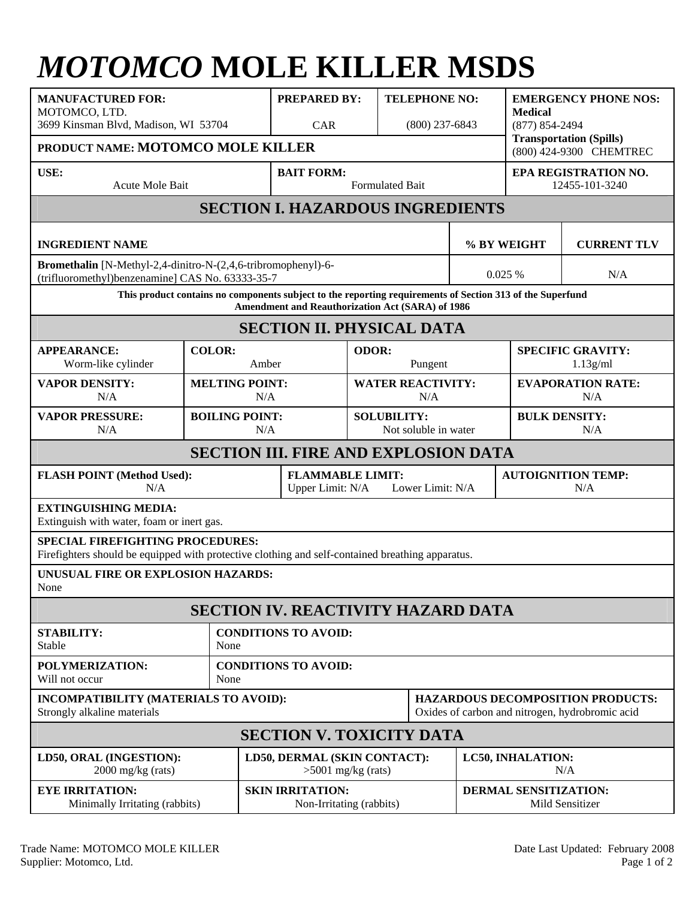# *MOTOMCO* MOLE KILLER MSDS

| **MANUFACTURED FOR:** MOTOMCO, LTD. 3699 Kinsman Blvd, Madison, WI 53704 | **PREPARED BY:** CAR | **TELEPHONE NO:** (800) 237-6843 | **EMERGENCY PHONE NOS:** **Medical** (877) 854-2494 **Transportation (Spills)** (800) 424-9300 CHEMTREC |
|---|---|---|---|
| **PRODUCT NAME: MOTOMCO MOLE KILLER** | | | |
| **USE:** Acute Mole Bait | **BAIT FORM:** Formulated Bait | | **EPA REGISTRATION NO.** 12455-101-3240 |

## SECTION I. HAZARDOUS INGREDIENTS

| INGREDIENT NAME | % BY WEIGHT | CURRENT TLV |
|---|---|---|
| **Bromethalin** [N-Methyl-2,4-dinitro-N-(2,4,6-tribromophenyl)-6-(trifluoromethyl)benzenamine] CAS No. 63333-35-7 | 0.025 % | N/A |

**This product contains no components subject to the reporting requirements of Section 313 of the Superfund Amendment and Reauthorization Act (SARA) of 1986**

## SECTION II. PHYSICAL DATA

| **APPEARANCE:** Worm-like cylinder | **COLOR:** Amber | **ODOR:** Pungent | **SPECIFIC GRAVITY:** 1.13g/ml |
|---|---|---|---|
| **VAPOR DENSITY:** N/A | **MELTING POINT:** N/A | **WATER REACTIVITY:** N/A | **EVAPORATION RATE:** N/A |
| **VAPOR PRESSURE:** N/A | **BOILING POINT:** N/A | **SOLUBILITY:** Not soluble in water | **BULK DENSITY:** N/A |

## SECTION III. FIRE AND EXPLOSION DATA

| **FLASH POINT (Method Used):** N/A | **FLAMMABLE LIMIT:** Upper Limit: N/A Lower Limit: N/A | **AUTOIGNITION TEMP:** N/A |
|---|---|---|

**EXTINGUISHING MEDIA:**
Extinguish with water, foam or inert gas.

**SPECIAL FIREFIGHTING PROCEDURES:**
Firefighters should be equipped with protective clothing and self-contained breathing apparatus.

**UNUSUAL FIRE OR EXPLOSION HAZARDS:**
None

## SECTION IV. REACTIVITY HAZARD DATA

| **STABILITY:** Stable | **CONDITIONS TO AVOID:** None |
|---|---|
| **POLYMERIZATION:** Will not occur | **CONDITIONS TO AVOID:** None |
| **INCOMPATIBILITY (MATERIALS TO AVOID):** Strongly alkaline materials | **HAZARDOUS DECOMPOSITION PRODUCTS:** Oxides of carbon and nitrogen, hydrobromic acid |

## SECTION V. TOXICITY DATA

| **LD50, ORAL (INGESTION):** 2000 mg/kg (rats) | **LD50, DERMAL (SKIN CONTACT):** >5001 mg/kg (rats) | **LC50, INHALATION:** N/A |
|---|---|---|
| **EYE IRRITATION:** Minimally Irritating (rabbits) | **SKIN IRRITATION:** Non-Irritating (rabbits) | **DERMAL SENSITIZATION:** Mild Sensitizer |

Trade Name: MOTOMCO MOLE KILLER
Supplier: Motomco, Ltd.

Date Last Updated: February 2008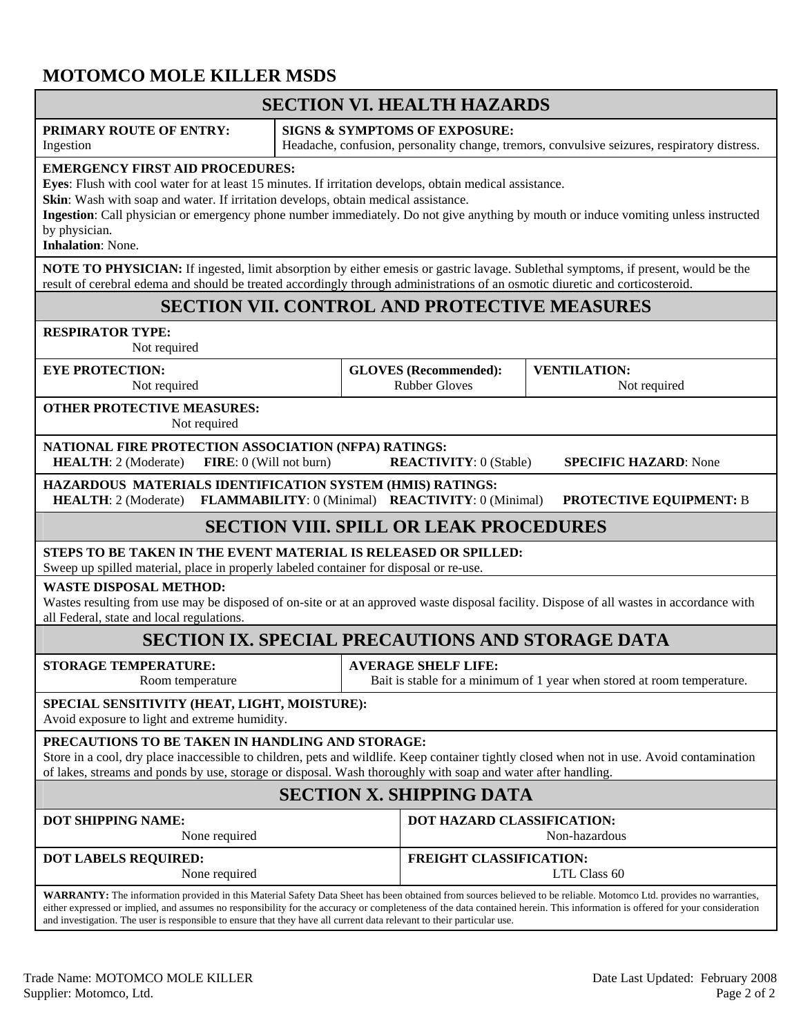# MOTOMCO MOLE KILLER MSDS

## SECTION VI. HEALTH HAZARDS

**PRIMARY ROUTE OF ENTRY:**
Ingestion

**SIGNS & SYMPTOMS OF EXPOSURE:**
Headache, confusion, personality change, tremors, convulsive seizures, respiratory distress.

**EMERGENCY FIRST AID PROCEDURES:**
**Eyes**: Flush with cool water for at least 15 minutes. If irritation develops, obtain medical assistance.
**Skin**: Wash with soap and water. If irritation develops, obtain medical assistance.
**Ingestion**: Call physician or emergency phone number immediately. Do not give anything by mouth or induce vomiting unless instructed by physician.
**Inhalation**: None.

**NOTE TO PHYSICIAN:** If ingested, limit absorption by either emesis or gastric lavage. Sublethal symptoms, if present, would be the result of cerebral edema and should be treated accordingly through administrations of an osmotic diuretic and corticosteroid.

## SECTION VII. CONTROL AND PROTECTIVE MEASURES

**RESPIRATOR TYPE:**
Not required

| EYE PROTECTION: | GLOVES (Recommended): | VENTILATION: |
|---|---|---|
| Not required | Rubber Gloves | Not required |

**OTHER PROTECTIVE MEASURES:**
Not required

**NATIONAL FIRE PROTECTION ASSOCIATION (NFPA) RATINGS:**
**HEALTH**: 2 (Moderate) **FIRE**: 0 (Will not burn) **REACTIVITY**: 0 (Stable) **SPECIFIC HAZARD**: None

**HAZARDOUS MATERIALS IDENTIFICATION SYSTEM (HMIS) RATINGS:**
**HEALTH**: 2 (Moderate) **FLAMMABILITY**: 0 (Minimal) **REACTIVITY**: 0 (Minimal) **PROTECTIVE EQUIPMENT:** B

## SECTION VIII. SPILL OR LEAK PROCEDURES

**STEPS TO BE TAKEN IN THE EVENT MATERIAL IS RELEASED OR SPILLED:**
Sweep up spilled material, place in properly labeled container for disposal or re-use.

**WASTE DISPOSAL METHOD:**
Wastes resulting from use may be disposed of on-site or at an approved waste disposal facility. Dispose of all wastes in accordance with all Federal, state and local regulations.

## SECTION IX. SPECIAL PRECAUTIONS AND STORAGE DATA

| STORAGE TEMPERATURE: | AVERAGE SHELF LIFE: |
|---|---|
| Room temperature | Bait is stable for a minimum of 1 year when stored at room temperature. |

**SPECIAL SENSITIVITY (HEAT, LIGHT, MOISTURE):**
Avoid exposure to light and extreme humidity.

**PRECAUTIONS TO BE TAKEN IN HANDLING AND STORAGE:**
Store in a cool, dry place inaccessible to children, pets and wildlife. Keep container tightly closed when not in use. Avoid contamination of lakes, streams and ponds by use, storage or disposal. Wash thoroughly with soap and water after handling.

## SECTION X. SHIPPING DATA

| DOT SHIPPING NAME: | DOT HAZARD CLASSIFICATION: |
|---|---|
| None required | Non-hazardous |
| **DOT LABELS REQUIRED:** | **FREIGHT CLASSIFICATION:** |
| None required | LTL Class 60 |

**WARRANTY:** The information provided in this Material Safety Data Sheet has been obtained from sources believed to be reliable. Motomco Ltd. provides no warranties, either expressed or implied, and assumes no responsibility for the accuracy or completeness of the data contained herein. This information is offered for your consideration and investigation. The user is responsible to ensure that they have all current data relevant to their particular use.

Trade Name: MOTOMCO MOLE KILLER
Supplier: Motomco, Ltd.

Date Last Updated: February 2008